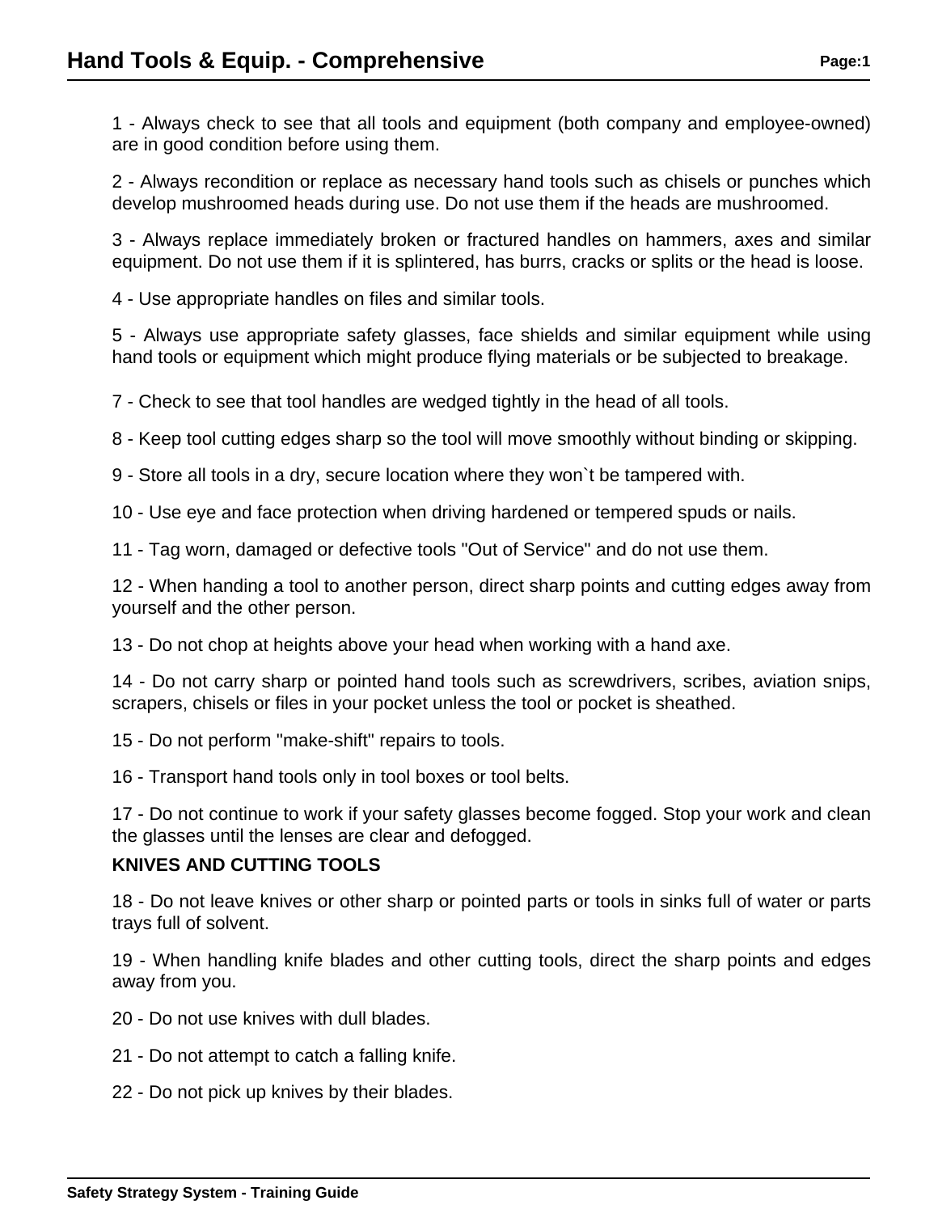# Hand Tools & Equip. - Comprehensive

1 - Always check to see that all tools and equipment (both company and employee-owned) are in good condition before using them.

2 - Always recondition or replace as necessary hand tools such as chisels or punches which develop mushroomed heads during use. Do not use them if the heads are mushroomed.

3 - Always replace immediately broken or fractured handles on hammers, axes and similar equipment. Do not use them if it is splintered, has burrs, cracks or splits or the head is loose.

4 - Use appropriate handles on files and similar tools.

5 - Always use appropriate safety glasses, face shields and similar equipment while using hand tools or equipment which might produce flying materials or be subjected to breakage.

7 - Check to see that tool handles are wedged tightly in the head of all tools.

8 - Keep tool cutting edges sharp so the tool will move smoothly without binding or skipping.

9 - Store all tools in a dry, secure location where they won`t be tampered with.

10 - Use eye and face protection when driving hardened or tempered spuds or nails.

11 - Tag worn, damaged or defective tools "Out of Service" and do not use them.

12 - When handing a tool to another person, direct sharp points and cutting edges away from yourself and the other person.

13 - Do not chop at heights above your head when working with a hand axe.

14 - Do not carry sharp or pointed hand tools such as screwdrivers, scribes, aviation snips, scrapers, chisels or files in your pocket unless the tool or pocket is sheathed.

15 - Do not perform "make-shift" repairs to tools.

16 - Transport hand tools only in tool boxes or tool belts.

17 - Do not continue to work if your safety glasses become fogged. Stop your work and clean the glasses until the lenses are clear and defogged.

**KNIVES AND CUTTING TOOLS**

18 - Do not leave knives or other sharp or pointed parts or tools in sinks full of water or parts trays full of solvent.

19 - When handling knife blades and other cutting tools, direct the sharp points and edges away from you.

20 - Do not use knives with dull blades.

21 - Do not attempt to catch a falling knife.

22 - Do not pick up knives by their blades.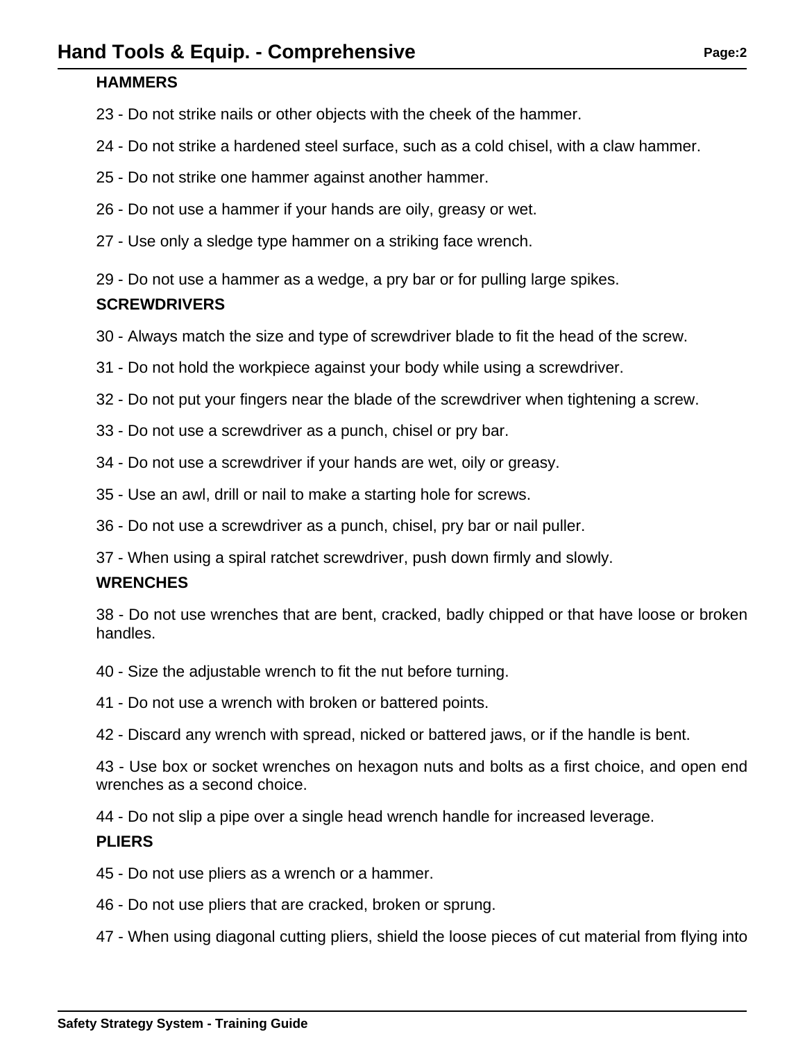### HAMMERS

23 - Do not strike nails or other objects with the cheek of the hammer.

24 - Do not strike a hardened steel surface, such as a cold chisel, with a claw hammer.

25 - Do not strike one hammer against another hammer.

26 - Do not use a hammer if your hands are oily, greasy or wet.

27 - Use only a sledge type hammer on a striking face wrench.

29 - Do not use a hammer as a wedge, a pry bar or for pulling large spikes.

### SCREWDRIVERS

30 - Always match the size and type of screwdriver blade to fit the head of the screw.

31 - Do not hold the workpiece against your body while using a screwdriver.

32 - Do not put your fingers near the blade of the screwdriver when tightening a screw.

33 - Do not use a screwdriver as a punch, chisel or pry bar.

34 - Do not use a screwdriver if your hands are wet, oily or greasy.

35 - Use an awl, drill or nail to make a starting hole for screws.

36 - Do not use a screwdriver as a punch, chisel, pry bar or nail puller.

37 - When using a spiral ratchet screwdriver, push down firmly and slowly.

### WRENCHES

38 - Do not use wrenches that are bent, cracked, badly chipped or that have loose or broken handles.

40 - Size the adjustable wrench to fit the nut before turning.

41 - Do not use a wrench with broken or battered points.

42 - Discard any wrench with spread, nicked or battered jaws, or if the handle is bent.

43 - Use box or socket wrenches on hexagon nuts and bolts as a first choice, and open end wrenches as a second choice.

44 - Do not slip a pipe over a single head wrench handle for increased leverage.

### PLIERS

45 - Do not use pliers as a wrench or a hammer.

46 - Do not use pliers that are cracked, broken or sprung.

47 - When using diagonal cutting pliers, shield the loose pieces of cut material from flying into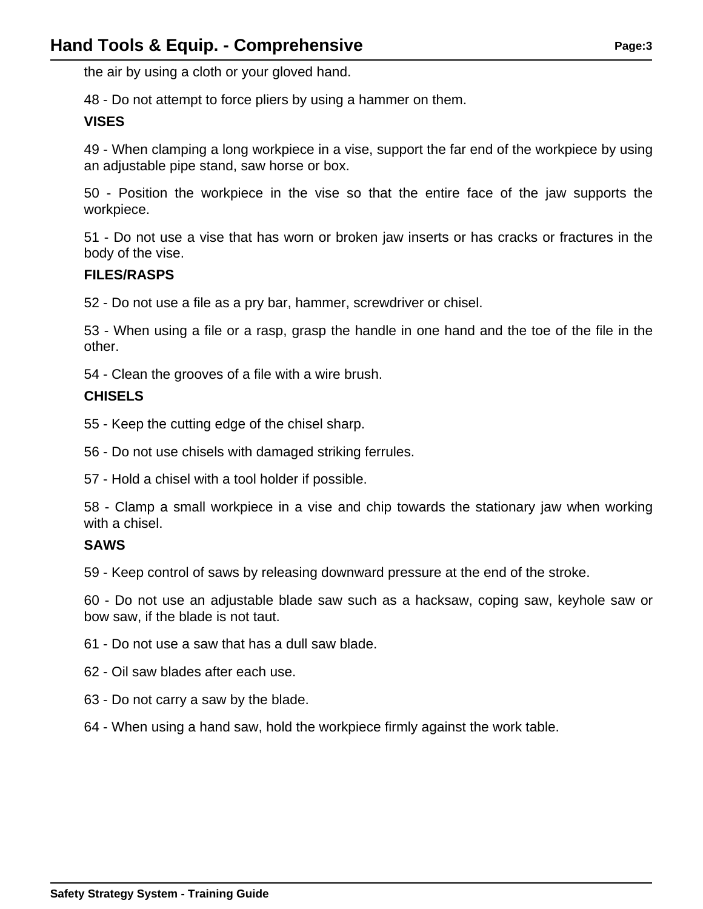the air by using a cloth or your gloved hand.

48 - Do not attempt to force pliers by using a hammer on them.

**VISES**

49 - When clamping a long workpiece in a vise, support the far end of the workpiece by using an adjustable pipe stand, saw horse or box.

50 - Position the workpiece in the vise so that the entire face of the jaw supports the workpiece.

51 - Do not use a vise that has worn or broken jaw inserts or has cracks or fractures in the body of the vise.

**FILES/RASPS**

52 - Do not use a file as a pry bar, hammer, screwdriver or chisel.

53 - When using a file or a rasp, grasp the handle in one hand and the toe of the file in the other.

54 - Clean the grooves of a file with a wire brush.

**CHISELS**

55 - Keep the cutting edge of the chisel sharp.

56 - Do not use chisels with damaged striking ferrules.

57 - Hold a chisel with a tool holder if possible.

58 - Clamp a small workpiece in a vise and chip towards the stationary jaw when working with a chisel.

**SAWS**

59 - Keep control of saws by releasing downward pressure at the end of the stroke.

60 - Do not use an adjustable blade saw such as a hacksaw, coping saw, keyhole saw or bow saw, if the blade is not taut.

61 - Do not use a saw that has a dull saw blade.

62 - Oil saw blades after each use.

63 - Do not carry a saw by the blade.

64 - When using a hand saw, hold the workpiece firmly against the work table.